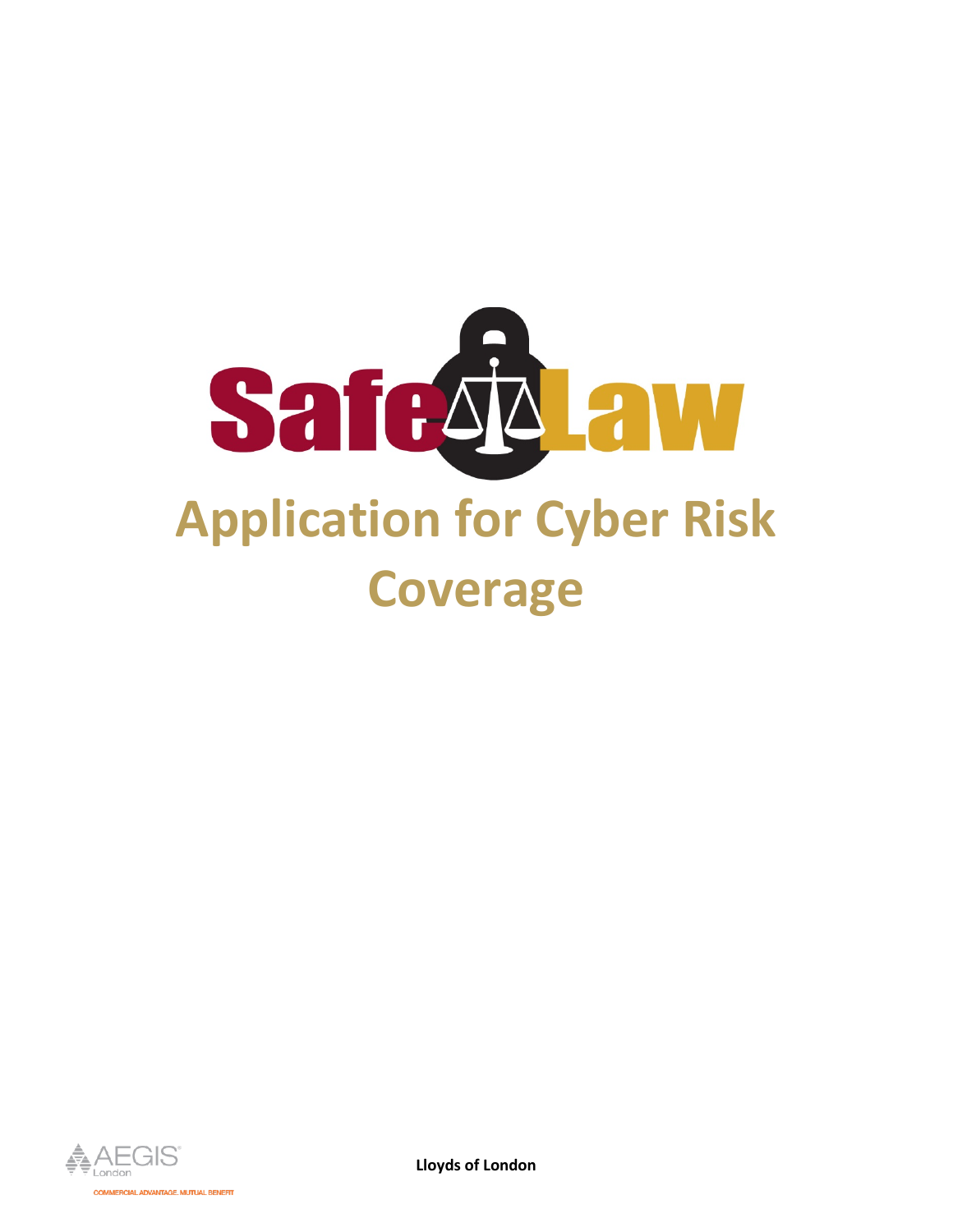# SafeLaw

# Application for Cyber Risk Coverage

AEGIS London

COMMERCIAL ADVANTAGE. MUTUAL BENEFIT

**Lloyds of London**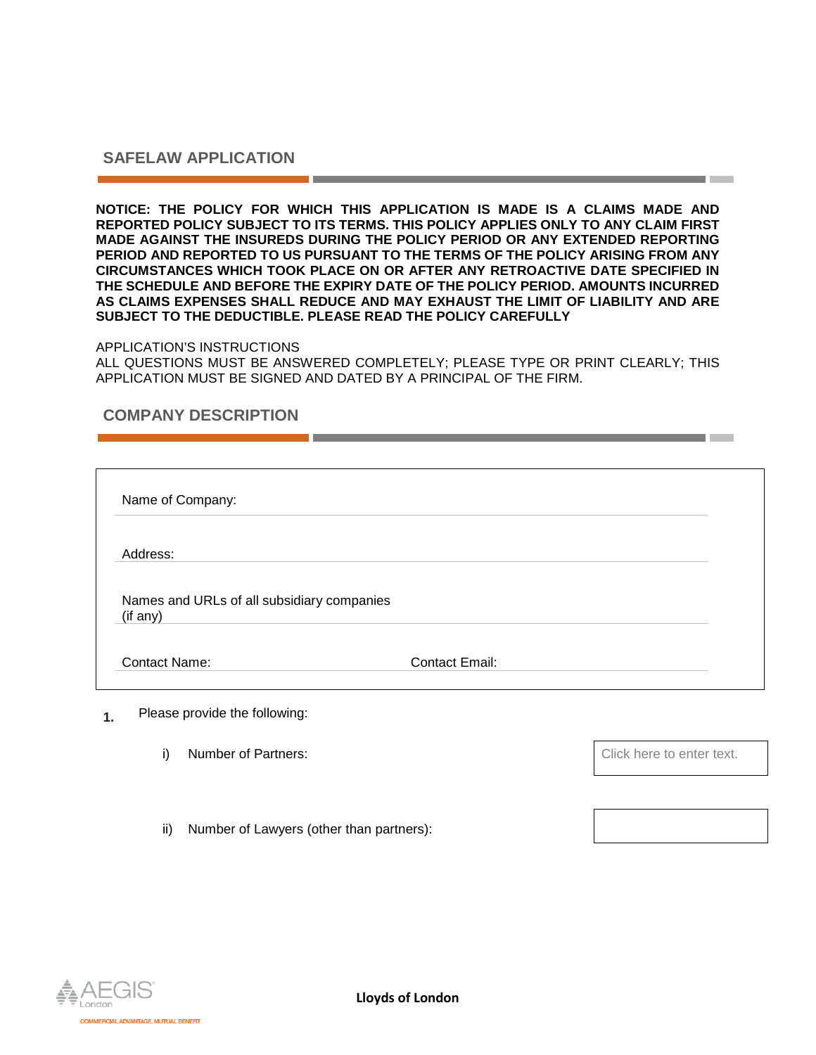## SAFELAW APPLICATION

**NOTICE: THE POLICY FOR WHICH THIS APPLICATION IS MADE IS A CLAIMS MADE AND REPORTED POLICY SUBJECT TO ITS TERMS. THIS POLICY APPLIES ONLY TO ANY CLAIM FIRST MADE AGAINST THE INSUREDS DURING THE POLICY PERIOD OR ANY EXTENDED REPORTING PERIOD AND REPORTED TO US PURSUANT TO THE TERMS OF THE POLICY ARISING FROM ANY CIRCUMSTANCES WHICH TOOK PLACE ON OR AFTER ANY RETROACTIVE DATE SPECIFIED IN THE SCHEDULE AND BEFORE THE EXPIRY DATE OF THE POLICY PERIOD. AMOUNTS INCURRED AS CLAIMS EXPENSES SHALL REDUCE AND MAY EXHAUST THE LIMIT OF LIABILITY AND ARE SUBJECT TO THE DEDUCTIBLE. PLEASE READ THE POLICY CAREFULLY**

APPLICATION'S INSTRUCTIONS
ALL QUESTIONS MUST BE ANSWERED COMPLETELY; PLEASE TYPE OR PRINT CLEARLY; THIS APPLICATION MUST BE SIGNED AND DATED BY A PRINCIPAL OF THE FIRM.

## COMPANY DESCRIPTION

Name of Company:

Address:

Names and URLs of all subsidiary companies (if any)

Contact Name: Contact Email:

**1.** Please provide the following:

i) Number of Partners: Click here to enter text.

ii) Number of Lawyers (other than partners):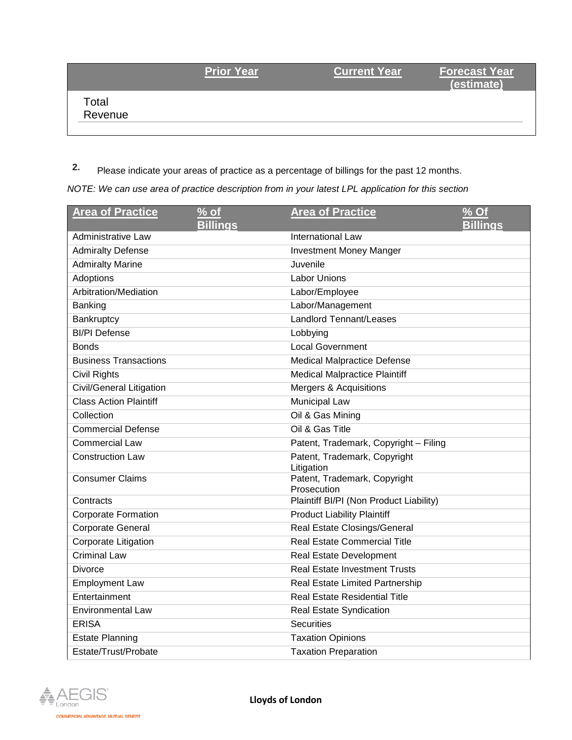| | Prior Year | Current Year | Forecast Year (estimate) |
|---|---|---|---|
| Total Revenue | | | |

**2.** Please indicate your areas of practice as a percentage of billings for the past 12 months.

*NOTE: We can use area of practice description from in your latest LPL application for this section*

| Area of Practice | % of Billings | Area of Practice | % Of Billings |
|---|---|---|---|
| Administrative Law | | International Law | |
| Admiralty Defense | | Investment Money Manger | |
| Admiralty Marine | | Juvenile | |
| Adoptions | | Labor Unions | |
| Arbitration/Mediation | | Labor/Employee | |
| Banking | | Labor/Management | |
| Bankruptcy | | Landlord Tennant/Leases | |
| BI/PI Defense | | Lobbying | |
| Bonds | | Local Government | |
| Business Transactions | | Medical Malpractice Defense | |
| Civil Rights | | Medical Malpractice Plaintiff | |
| Civil/General Litigation | | Mergers & Acquisitions | |
| Class Action Plaintiff | | Municipal Law | |
| Collection | | Oil & Gas Mining | |
| Commercial Defense | | Oil & Gas Title | |
| Commercial Law | | Patent, Trademark, Copyright – Filing | |
| Construction Law | | Patent, Trademark, Copyright Litigation | |
| Consumer Claims | | Patent, Trademark, Copyright Prosecution | |
| Contracts | | Plaintiff BI/PI (Non Product Liability) | |
| Corporate Formation | | Product Liability Plaintiff | |
| Corporate General | | Real Estate Closings/General | |
| Corporate Litigation | | Real Estate Commercial Title | |
| Criminal Law | | Real Estate Development | |
| Divorce | | Real Estate Investment Trusts | |
| Employment Law | | Real Estate Limited Partnership | |
| Entertainment | | Real Estate Residential Title | |
| Environmental Law | | Real Estate Syndication | |
| ERISA | | Securities | |
| Estate Planning | | Taxation Opinions | |
| Estate/Trust/Probate | | Taxation Preparation | |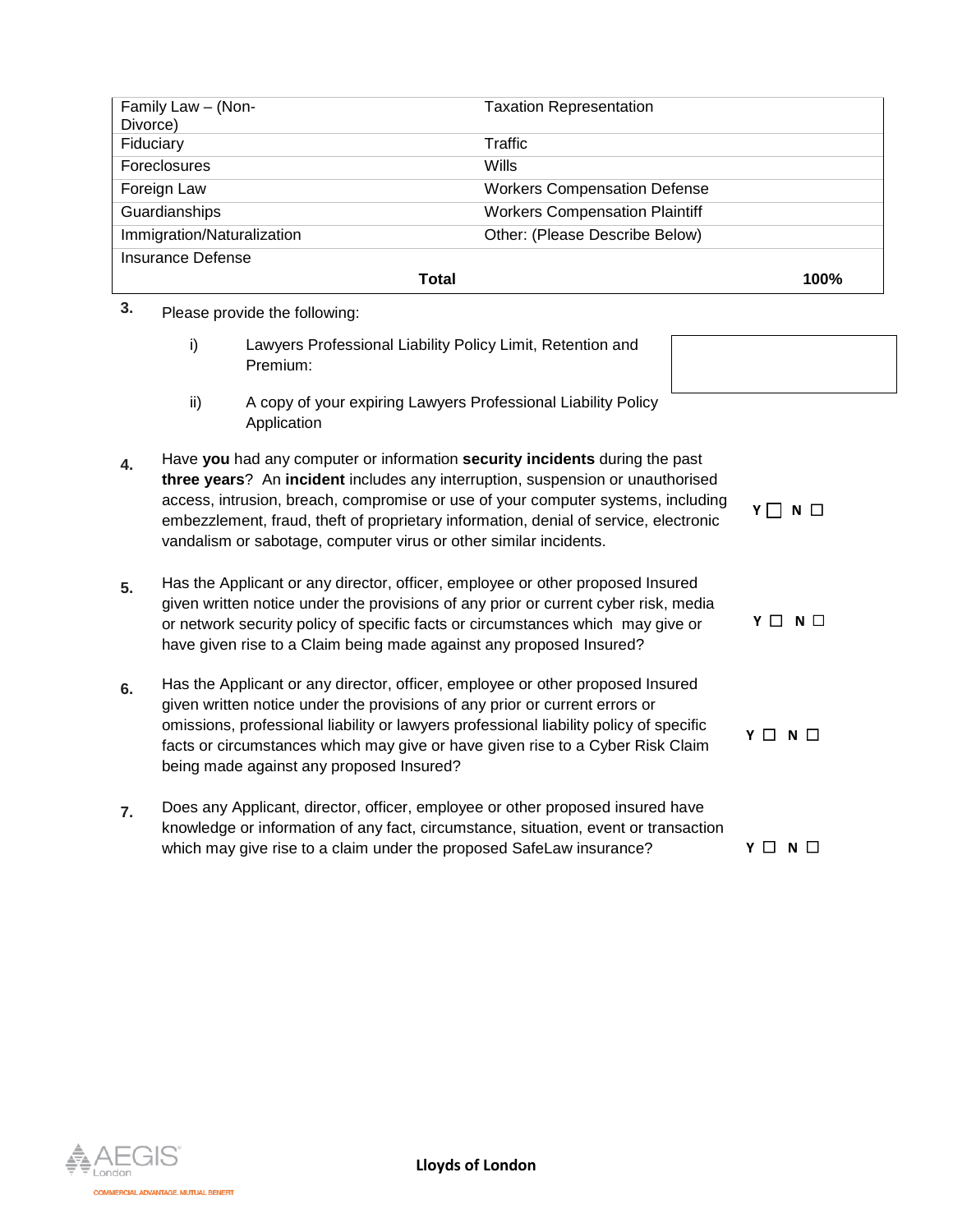| | | | |
|---|---|---|---|
| Family Law – (Non-Divorce) | | Taxation Representation | |
| Fiduciary | | Traffic | |
| Foreclosures | | Wills | |
| Foreign Law | | Workers Compensation Defense | |
| Guardianships | | Workers Compensation Plaintiff | |
| Immigration/Naturalization | | Other: (Please Describe Below) | |
| Insurance Defense | | | |
| | **Total** | | **100%** |

**3.** Please provide the following:

i) Lawyers Professional Liability Policy Limit, Retention and Premium:

ii) A copy of your expiring Lawyers Professional Liability Policy Application

**4.** Have **you** had any computer or information **security incidents** during the past **three years**? An **incident** includes any interruption, suspension or unauthorised access, intrusion, breach, compromise or use of your computer systems, including embezzlement, fraud, theft of proprietary information, denial of service, electronic vandalism or sabotage, computer virus or other similar incidents. **Y** ☐ **N** ☐

**5.** Has the Applicant or any director, officer, employee or other proposed Insured given written notice under the provisions of any prior or current cyber risk, media or network security policy of specific facts or circumstances which may give or have given rise to a Claim being made against any proposed Insured? **Y** ☐ **N** ☐

**6.** Has the Applicant or any director, officer, employee or other proposed Insured given written notice under the provisions of any prior or current errors or omissions, professional liability or lawyers professional liability policy of specific facts or circumstances which may give or have given rise to a Cyber Risk Claim being made against any proposed Insured? **Y** ☐ **N** ☐

**7.** Does any Applicant, director, officer, employee or other proposed insured have knowledge or information of any fact, circumstance, situation, event or transaction which may give rise to a claim under the proposed SafeLaw insurance? **Y** ☐ **N** ☐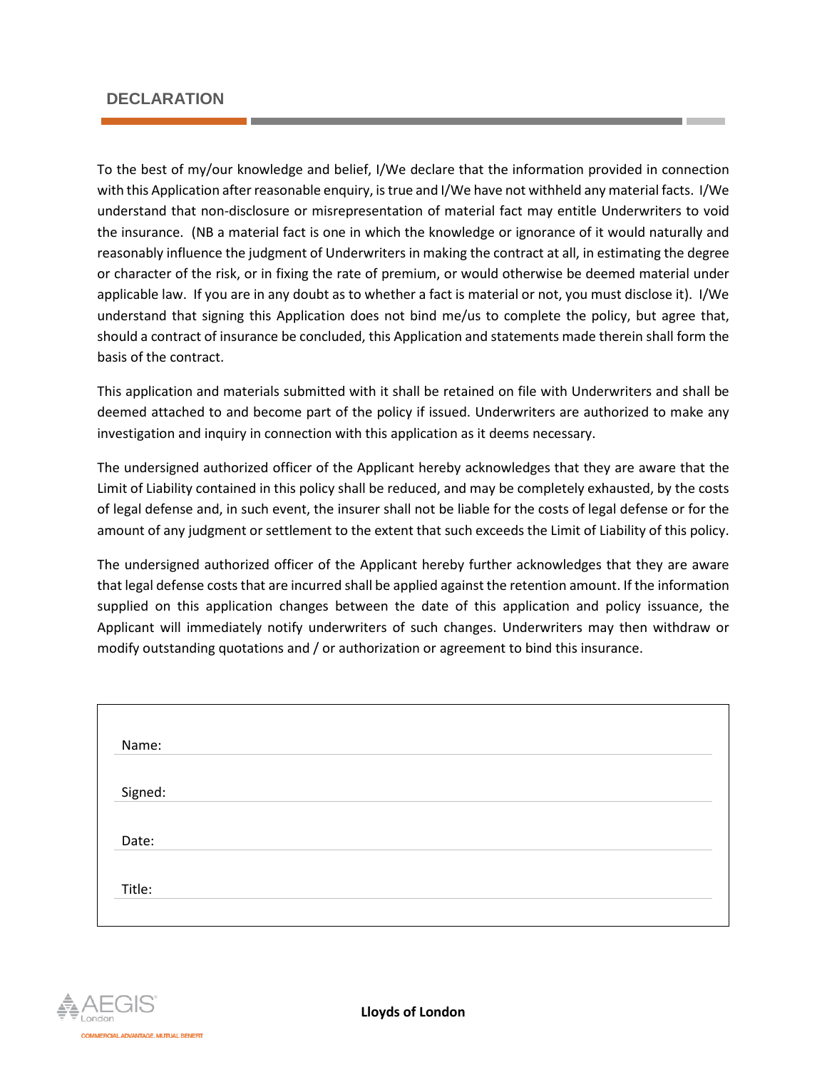## DECLARATION

To the best of my/our knowledge and belief, I/We declare that the information provided in connection with this Application after reasonable enquiry, is true and I/We have not withheld any material facts. I/We understand that non-disclosure or misrepresentation of material fact may entitle Underwriters to void the insurance. (NB a material fact is one in which the knowledge or ignorance of it would naturally and reasonably influence the judgment of Underwriters in making the contract at all, in estimating the degree or character of the risk, or in fixing the rate of premium, or would otherwise be deemed material under applicable law. If you are in any doubt as to whether a fact is material or not, you must disclose it). I/We understand that signing this Application does not bind me/us to complete the policy, but agree that, should a contract of insurance be concluded, this Application and statements made therein shall form the basis of the contract.

This application and materials submitted with it shall be retained on file with Underwriters and shall be deemed attached to and become part of the policy if issued. Underwriters are authorized to make any investigation and inquiry in connection with this application as it deems necessary.

The undersigned authorized officer of the Applicant hereby acknowledges that they are aware that the Limit of Liability contained in this policy shall be reduced, and may be completely exhausted, by the costs of legal defense and, in such event, the insurer shall not be liable for the costs of legal defense or for the amount of any judgment or settlement to the extent that such exceeds the Limit of Liability of this policy.

The undersigned authorized officer of the Applicant hereby further acknowledges that they are aware that legal defense costs that are incurred shall be applied against the retention amount. If the information supplied on this application changes between the date of this application and policy issuance, the Applicant will immediately notify underwriters of such changes. Underwriters may then withdraw or modify outstanding quotations and / or authorization or agreement to bind this insurance.

Name: ______________________________

Signed: ______________________________

Date: ______________________________

Title: ______________________________

AEGIS London
COMMERCIAL ADVANTAGE. MUTUAL BENEFIT

**Lloyds of London**